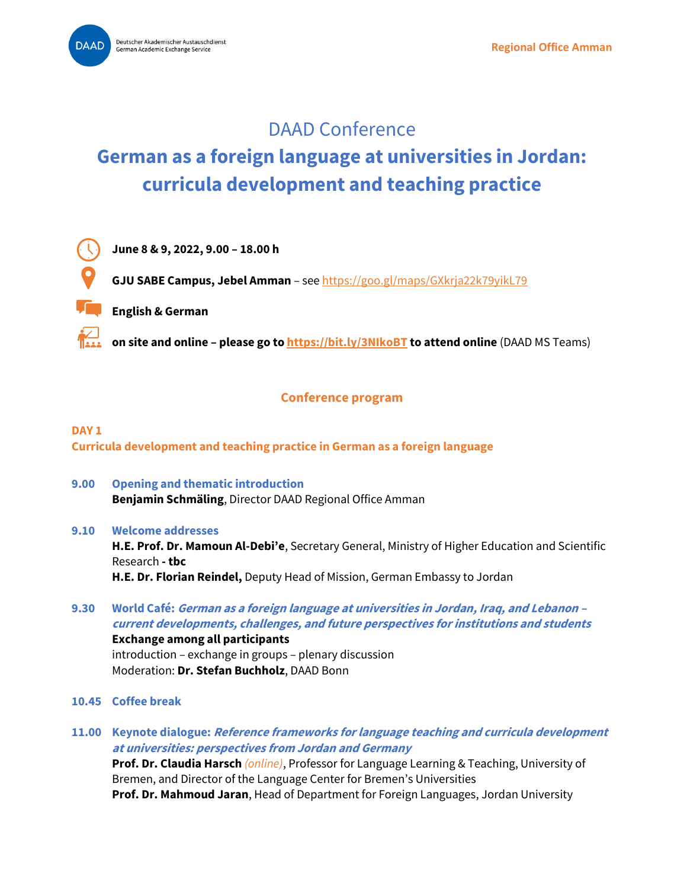Deutscher Akademischer Austauschdienst
German Academic Exchange Service

Regional Office Amman

# DAAD Conference

# German as a foreign language at universities in Jordan: curricula development and teaching practice

**June 8 & 9, 2022, 9.00 – 18.00 h**

**GJU SABE Campus, Jebel Amman** – see https://goo.gl/maps/GXkrja22k79yikL79

**English & German**

**on site and online – please go to https://bit.ly/3NIkoBT to attend online** (DAAD MS Teams)

## Conference program

### DAY 1
### Curricula development and teaching practice in German as a foreign language

**9.00 Opening and thematic introduction**
**Benjamin Schmäling**, Director DAAD Regional Office Amman

**9.10 Welcome addresses**
**H.E. Prof. Dr. Mamoun Al-Debi'e**, Secretary General, Ministry of Higher Education and Scientific Research **- tbc**
**H.E. Dr. Florian Reindel,** Deputy Head of Mission, German Embassy to Jordan

**9.30 World Café:** ***German as a foreign language at universities in Jordan, Iraq, and Lebanon – current developments, challenges, and future perspectives for institutions and students***
**Exchange among all participants**
introduction – exchange in groups – plenary discussion
Moderation: **Dr. Stefan Buchholz**, DAAD Bonn

**10.45 Coffee break**

**11.00 Keynote dialogue:** ***Reference frameworks for language teaching and curricula development at universities: perspectives from Jordan and Germany***
**Prof. Dr. Claudia Harsch** *(online)*, Professor for Language Learning & Teaching, University of Bremen, and Director of the Language Center for Bremen's Universities
**Prof. Dr. Mahmoud Jaran**, Head of Department for Foreign Languages, Jordan University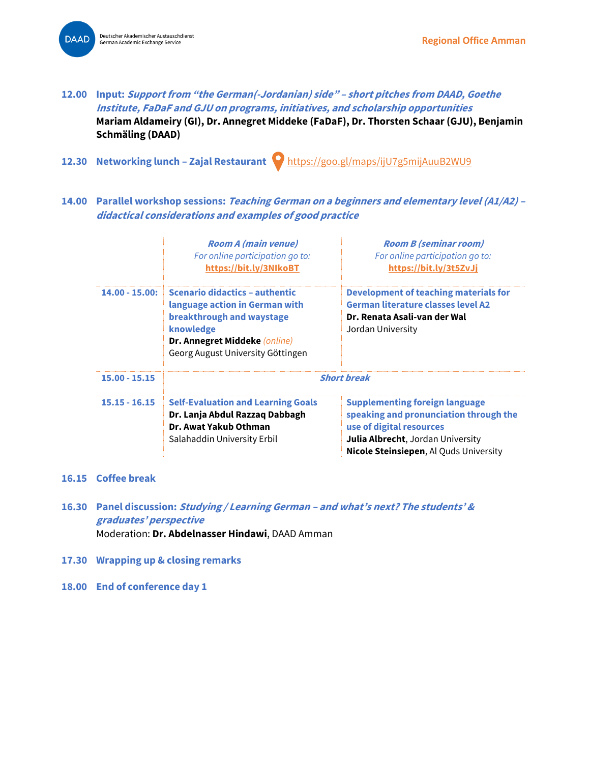**12.00 Input:** ***Support from "the German(-Jordanian) side" – short pitches from DAAD, Goethe Institute, FaDaF and GJU on programs, initiatives, and scholarship opportunities***
**Mariam Aldameiry (GI), Dr. Annegret Middeke (FaDaF), Dr. Thorsten Schaar (GJU), Benjamin Schmäling (DAAD)**

**12.30 Networking lunch – Zajal Restaurant** https://goo.gl/maps/ijU7g5mijAuuB2WU9

**14.00 Parallel workshop sessions:** ***Teaching German on a beginners and elementary level (A1/A2) – didactical considerations and examples of good practice***

| | ***Room A (main venue)***<br>*For online participation go to:*<br>**https://bit.ly/3NIkoBT** | ***Room B (seminar room)***<br>*For online participation go to:*<br>**https://bit.ly/3t5ZvJj** |
|---|---|---|
| **14.00 - 15.00:** | **Scenario didactics – authentic language action in German with breakthrough and waystage knowledge**<br>**Dr. Annegret Middeke** *(online)*<br>Georg August University Göttingen | **Development of teaching materials for German literature classes level A2**<br>**Dr. Renata Asali-van der Wal**<br>Jordan University |
| **15.00 - 15.15** | ***Short break*** | |
| **15.15 - 16.15** | **Self-Evaluation and Learning Goals**<br>**Dr. Lanja Abdul Razzaq Dabbagh**<br>**Dr. Awat Yakub Othman**<br>Salahaddin University Erbil | **Supplementing foreign language speaking and pronunciation through the use of digital resources**<br>**Julia Albrecht**, Jordan University<br>**Nicole Steinsiepen**, Al Quds University |

**16.15 Coffee break**

**16.30 Panel discussion:** ***Studying / Learning German – and what's next? The students' & graduates' perspective***
Moderation: **Dr. Abdelnasser Hindawi**, DAAD Amman

**17.30 Wrapping up & closing remarks**

**18.00 End of conference day 1**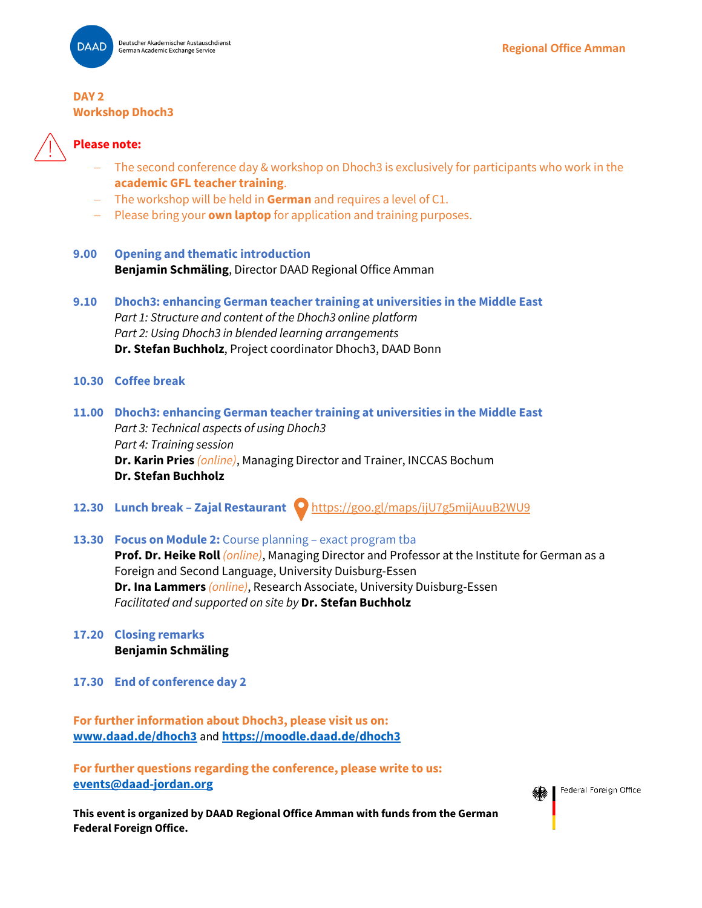## DAY 2
## Workshop Dhoch3

**Please note:**

- The second conference day & workshop on Dhoch3 is exclusively for participants who work in the **academic GFL teacher training**.
- The workshop will be held in **German** and requires a level of C1.
- Please bring your **own laptop** for application and training purposes.

**9.00 Opening and thematic introduction**
**Benjamin Schmäling**, Director DAAD Regional Office Amman

**9.10 Dhoch3: enhancing German teacher training at universities in the Middle East**
*Part 1: Structure and content of the Dhoch3 online platform*
*Part 2: Using Dhoch3 in blended learning arrangements*
**Dr. Stefan Buchholz**, Project coordinator Dhoch3, DAAD Bonn

**10.30 Coffee break**

**11.00 Dhoch3: enhancing German teacher training at universities in the Middle East**
*Part 3: Technical aspects of using Dhoch3*
*Part 4: Training session*
**Dr. Karin Pries** *(online)*, Managing Director and Trainer, INCCAS Bochum
**Dr. Stefan Buchholz**

**12.30 Lunch break – Zajal Restaurant** https://goo.gl/maps/ijU7g5mijAuuB2WU9

**13.30 Focus on Module 2:** Course planning – exact program tba
**Prof. Dr. Heike Roll** *(online)*, Managing Director and Professor at the Institute for German as a Foreign and Second Language, University Duisburg-Essen
**Dr. Ina Lammers** *(online)*, Research Associate, University Duisburg-Essen
*Facilitated and supported on site by* **Dr. Stefan Buchholz**

**17.20 Closing remarks**
**Benjamin Schmäling**

**17.30 End of conference day 2**

**For further information about Dhoch3, please visit us on:**
**www.daad.de/dhoch3** and **https://moodle.daad.de/dhoch3**

**For further questions regarding the conference, please write to us:**
**events@daad-jordan.org**

**This event is organized by DAAD Regional Office Amman with funds from the German Federal Foreign Office.**

Federal Foreign Office